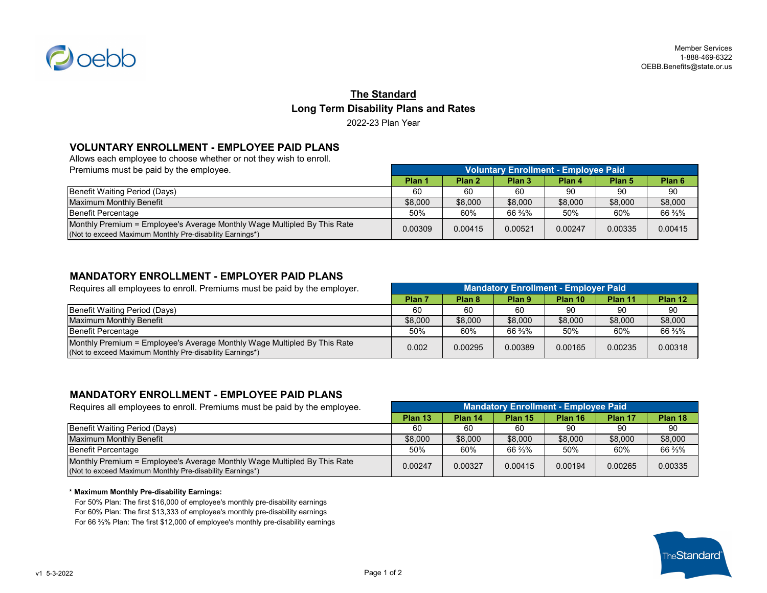Member Services
1-888-469-6322
OEBB.Benefits@state.or.us

# The Standard

## Long Term Disability Plans and Rates

2022-23 Plan Year

### VOLUNTARY ENROLLMENT - EMPLOYEE PAID PLANS

Allows each employee to choose whether or not they wish to enroll.
Premiums must be paid by the employee.

| | Voluntary Enrollment - Employee Paid | | | | | |
|---|---|---|---|---|---|---|
| | Plan 1 | Plan 2 | Plan 3 | Plan 4 | Plan 5 | Plan 6 |
| Benefit Waiting Period (Days) | 60 | 60 | 60 | 90 | 90 | 90 |
| Maximum Monthly Benefit | $8,000 | $8,000 | $8,000 | $8,000 | $8,000 | $8,000 |
| Benefit Percentage | 50% | 60% | 66 ⅔% | 50% | 60% | 66 ⅔% |
| Monthly Premium = Employee's Average Monthly Wage Multipled By This Rate (Not to exceed Maximum Monthly Pre-disability Earnings*) | 0.00309 | 0.00415 | 0.00521 | 0.00247 | 0.00335 | 0.00415 |

### MANDATORY ENROLLMENT - EMPLOYER PAID PLANS

Requires all employees to enroll. Premiums must be paid by the employer.

| | Mandatory Enrollment - Employer Paid | | | | | |
|---|---|---|---|---|---|---|
| | Plan 7 | Plan 8 | Plan 9 | Plan 10 | Plan 11 | Plan 12 |
| Benefit Waiting Period (Days) | 60 | 60 | 60 | 90 | 90 | 90 |
| Maximum Monthly Benefit | $8,000 | $8,000 | $8,000 | $8,000 | $8,000 | $8,000 |
| Benefit Percentage | 50% | 60% | 66 ⅔% | 50% | 60% | 66 ⅔% |
| Monthly Premium = Employee's Average Monthly Wage Multipled By This Rate (Not to exceed Maximum Monthly Pre-disability Earnings*) | 0.002 | 0.00295 | 0.00389 | 0.00165 | 0.00235 | 0.00318 |

### MANDATORY ENROLLMENT - EMPLOYEE PAID PLANS

Requires all employees to enroll. Premiums must be paid by the employee.

| | Mandatory Enrollment - Employee Paid | | | | | |
|---|---|---|---|---|---|---|
| | Plan 13 | Plan 14 | Plan 15 | Plan 16 | Plan 17 | Plan 18 |
| Benefit Waiting Period (Days) | 60 | 60 | 60 | 90 | 90 | 90 |
| Maximum Monthly Benefit | $8,000 | $8,000 | $8,000 | $8,000 | $8,000 | $8,000 |
| Benefit Percentage | 50% | 60% | 66 ⅔% | 50% | 60% | 66 ⅔% |
| Monthly Premium = Employee's Average Monthly Wage Multipled By This Rate (Not to exceed Maximum Monthly Pre-disability Earnings*) | 0.00247 | 0.00327 | 0.00415 | 0.00194 | 0.00265 | 0.00335 |

**\* Maximum Monthly Pre-disability Earnings:**

For 50% Plan: The first $16,000 of employee's monthly pre-disability earnings
For 60% Plan: The first $13,333 of employee's monthly pre-disability earnings
For 66 ⅔% Plan: The first $12,000 of employee's monthly pre-disability earnings

v1 5-3-2022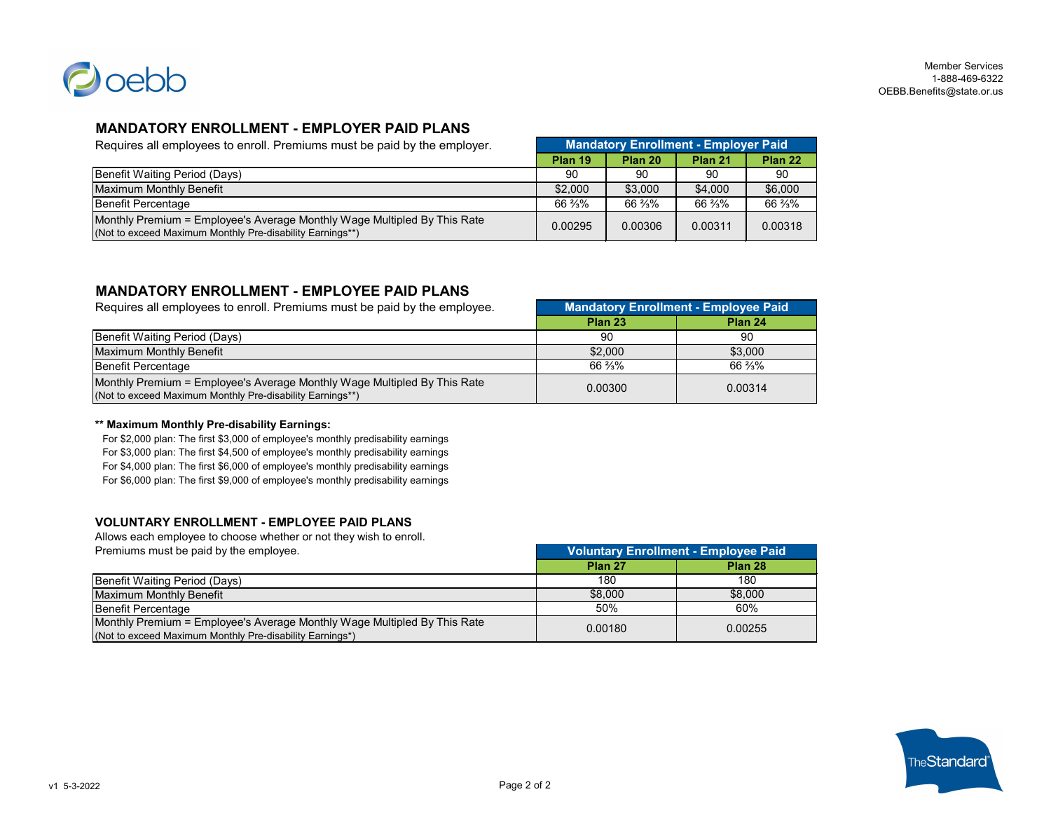Member Services
1-888-469-6322
OEBB.Benefits@state.or.us

## MANDATORY ENROLLMENT - EMPLOYER PAID PLANS

Requires all employees to enroll. Premiums must be paid by the employer.

| | Mandatory Enrollment - Employer Paid | | | |
|---|---|---|---|---|
| | Plan 19 | Plan 20 | Plan 21 | Plan 22 |
| Benefit Waiting Period (Days) | 90 | 90 | 90 | 90 |
| Maximum Monthly Benefit | $2,000 | $3,000 | $4,000 | $6,000 |
| Benefit Percentage | 66 ⅔% | 66 ⅔% | 66 ⅔% | 66 ⅔% |
| Monthly Premium = Employee's Average Monthly Wage Multipled By This Rate (Not to exceed Maximum Monthly Pre-disability Earnings**) | 0.00295 | 0.00306 | 0.00311 | 0.00318 |

## MANDATORY ENROLLMENT - EMPLOYEE PAID PLANS

Requires all employees to enroll. Premiums must be paid by the employee.

| | Mandatory Enrollment - Employee Paid | |
|---|---|---|
| | Plan 23 | Plan 24 |
| Benefit Waiting Period (Days) | 90 | 90 |
| Maximum Monthly Benefit | $2,000 | $3,000 |
| Benefit Percentage | 66 ⅔% | 66 ⅔% |
| Monthly Premium = Employee's Average Monthly Wage Multipled By This Rate (Not to exceed Maximum Monthly Pre-disability Earnings**) | 0.00300 | 0.00314 |

**** Maximum Monthly Pre-disability Earnings:**

For $2,000 plan: The first $3,000 of employee's monthly predisability earnings
For $3,000 plan: The first $4,500 of employee's monthly predisability earnings
For $4,000 plan: The first $6,000 of employee's monthly predisability earnings
For $6,000 plan: The first $9,000 of employee's monthly predisability earnings

## VOLUNTARY ENROLLMENT - EMPLOYEE PAID PLANS

Allows each employee to choose whether or not they wish to enroll.
Premiums must be paid by the employee.

| | Voluntary Enrollment - Employee Paid | |
|---|---|---|
| | Plan 27 | Plan 28 |
| Benefit Waiting Period (Days) | 180 | 180 |
| Maximum Monthly Benefit | $8,000 | $8,000 |
| Benefit Percentage | 50% | 60% |
| Monthly Premium = Employee's Average Monthly Wage Multipled By This Rate (Not to exceed Maximum Monthly Pre-disability Earnings*) | 0.00180 | 0.00255 |

v1 5-3-2022